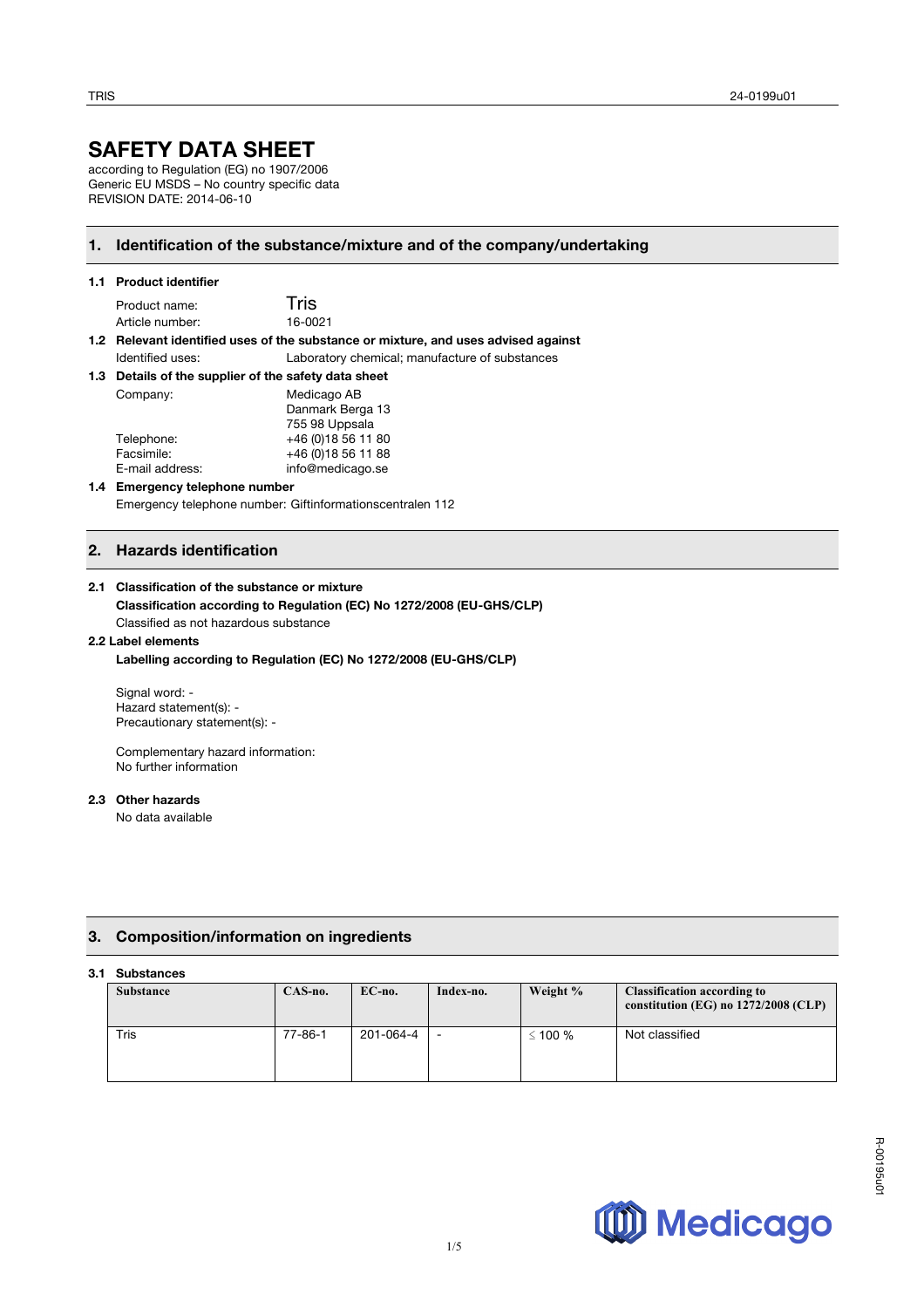# SAFETY DATA SHEET

according to Regulation (EG) no 1907/2006
Generic EU MSDS – No country specific data
REVISION DATE: 2014-06-10

## 1. Identification of the substance/mixture and of the company/undertaking

### 1.1 Product identifier

Product name: Tris
Article number: 16-0021

### 1.2 Relevant identified uses of the substance or mixture, and uses advised against

Identified uses: Laboratory chemical; manufacture of substances

### 1.3 Details of the supplier of the safety data sheet

Company: Medicago AB
Danmark Berga 13
755 98 Uppsala
Telephone: +46 (0)18 56 11 80
Facsimile: +46 (0)18 56 11 88
E-mail address: info@medicago.se

### 1.4 Emergency telephone number

Emergency telephone number: Giftinformationscentralen 112

## 2. Hazards identification

### 2.1 Classification of the substance or mixture

**Classification according to Regulation (EC) No 1272/2008 (EU-GHS/CLP)**
Classified as not hazardous substance

### 2.2 Label elements

**Labelling according to Regulation (EC) No 1272/2008 (EU-GHS/CLP)**

Signal word: -
Hazard statement(s): -
Precautionary statement(s): -

Complementary hazard information:
No further information

### 2.3 Other hazards

No data available

## 3. Composition/information on ingredients

### 3.1 Substances

| Substance | CAS-no. | EC-no. | Index-no. | Weight % | Classification according to constitution (EG) no 1272/2008 (CLP) |
|---|---|---|---|---|---|
| Tris | 77-86-1 | 201-064-4 | - | ≤ 100 % | Not classified |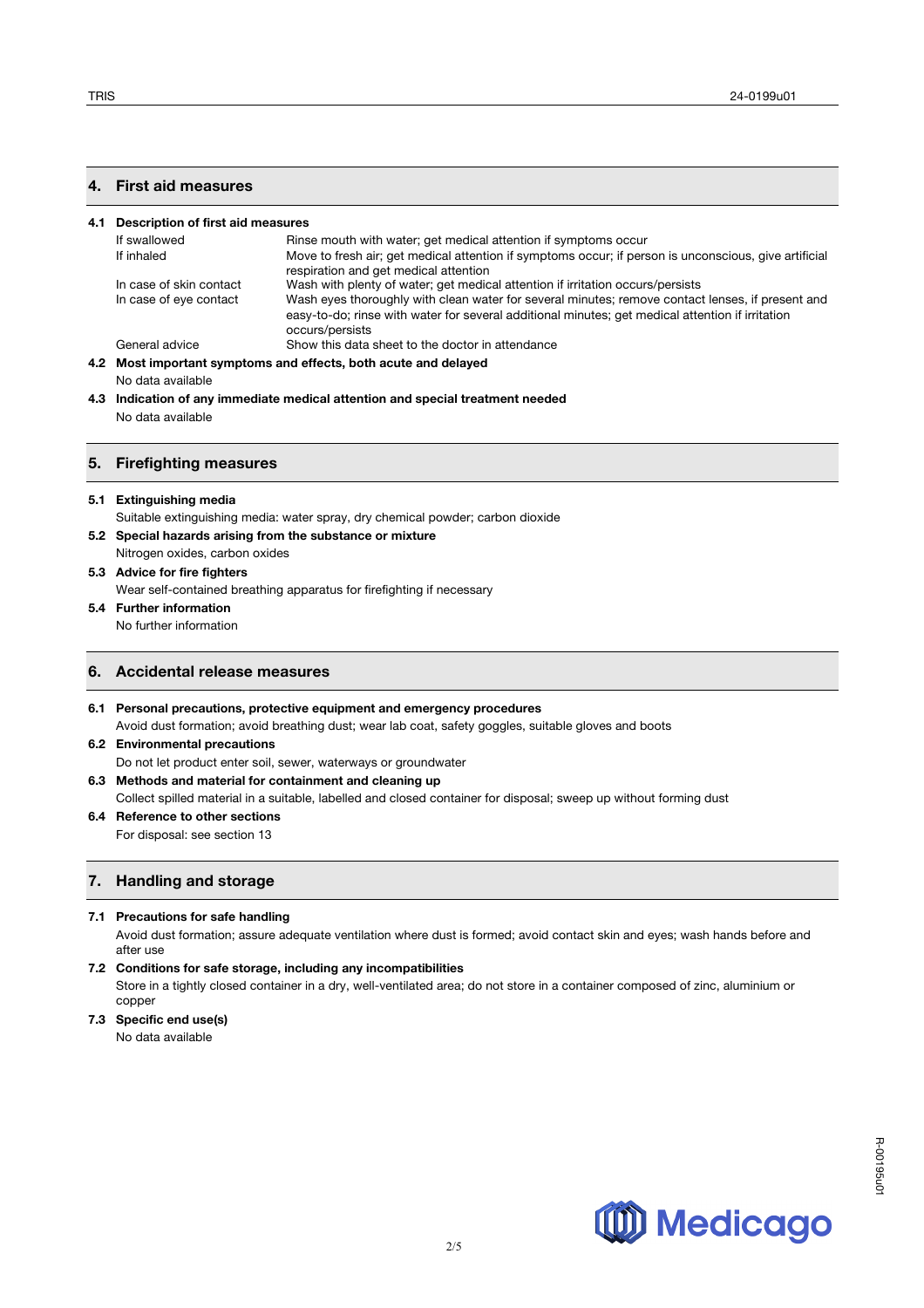## 4. First aid measures

### 4.1 Description of first aid measures

| | |
|---|---|
| If swallowed | Rinse mouth with water; get medical attention if symptoms occur |
| If inhaled | Move to fresh air; get medical attention if symptoms occur; if person is unconscious, give artificial respiration and get medical attention |
| In case of skin contact | Wash with plenty of water; get medical attention if irritation occurs/persists |
| In case of eye contact | Wash eyes thoroughly with clean water for several minutes; remove contact lenses, if present and easy-to-do; rinse with water for several additional minutes; get medical attention if irritation occurs/persists |
| General advice | Show this data sheet to the doctor in attendance |

### 4.2 Most important symptoms and effects, both acute and delayed

No data available

### 4.3 Indication of any immediate medical attention and special treatment needed

No data available

## 5. Firefighting measures

### 5.1 Extinguishing media

Suitable extinguishing media: water spray, dry chemical powder; carbon dioxide

### 5.2 Special hazards arising from the substance or mixture

Nitrogen oxides, carbon oxides

### 5.3 Advice for fire fighters

Wear self-contained breathing apparatus for firefighting if necessary

### 5.4 Further information

No further information

## 6. Accidental release measures

### 6.1 Personal precautions, protective equipment and emergency procedures

Avoid dust formation; avoid breathing dust; wear lab coat, safety goggles, suitable gloves and boots

### 6.2 Environmental precautions

Do not let product enter soil, sewer, waterways or groundwater

### 6.3 Methods and material for containment and cleaning up

Collect spilled material in a suitable, labelled and closed container for disposal; sweep up without forming dust

### 6.4 Reference to other sections

For disposal: see section 13

## 7. Handling and storage

### 7.1 Precautions for safe handling

Avoid dust formation; assure adequate ventilation where dust is formed; avoid contact skin and eyes; wash hands before and after use

### 7.2 Conditions for safe storage, including any incompatibilities

Store in a tightly closed container in a dry, well-ventilated area; do not store in a container composed of zinc, aluminium or copper

### 7.3 Specific end use(s)

No data available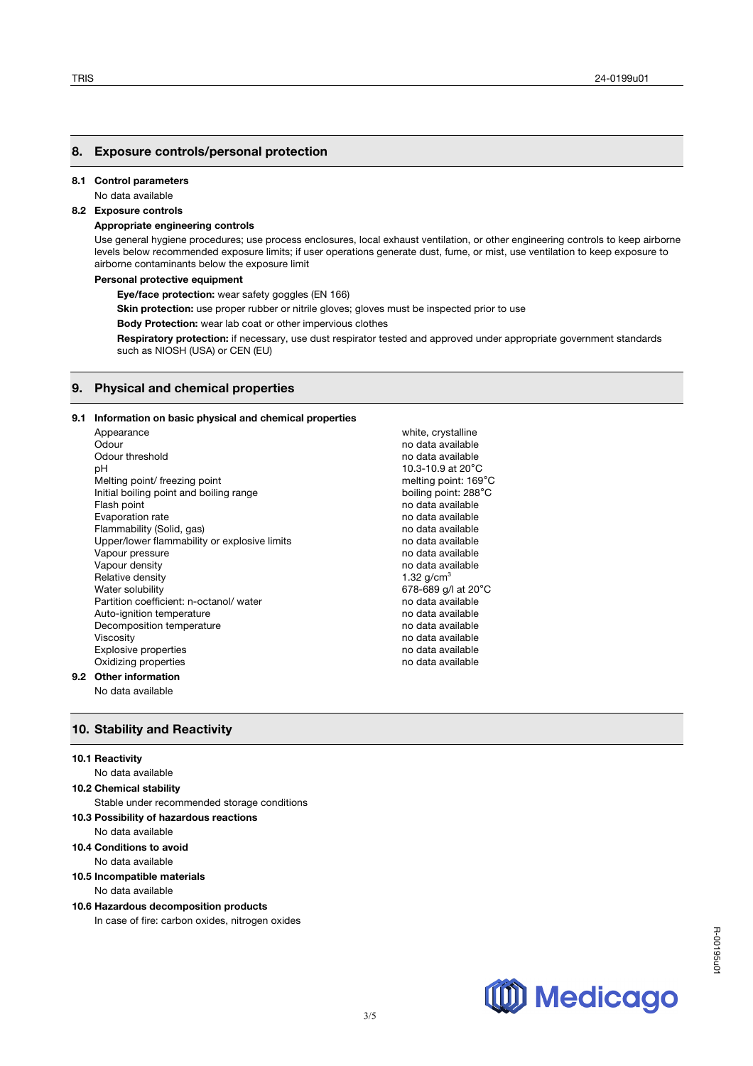## 8. Exposure controls/personal protection

**8.1 Control parameters**

No data available

**8.2 Exposure controls**

**Appropriate engineering controls**

Use general hygiene procedures; use process enclosures, local exhaust ventilation, or other engineering controls to keep airborne levels below recommended exposure limits; if user operations generate dust, fume, or mist, use ventilation to keep exposure to airborne contaminants below the exposure limit

**Personal protective equipment**

**Eye/face protection:** wear safety goggles (EN 166)

**Skin protection:** use proper rubber or nitrile gloves; gloves must be inspected prior to use

**Body Protection:** wear lab coat or other impervious clothes

**Respiratory protection:** if necessary, use dust respirator tested and approved under appropriate government standards such as NIOSH (USA) or CEN (EU)

## 9. Physical and chemical properties

**9.1 Information on basic physical and chemical properties**

| Property | Value |
|---|---|
| Appearance | white, crystalline |
| Odour | no data available |
| Odour threshold | no data available |
| pH | 10.3-10.9 at 20°C |
| Melting point/ freezing point | melting point: 169°C |
| Initial boiling point and boiling range | boiling point: 288°C |
| Flash point | no data available |
| Evaporation rate | no data available |
| Flammability (Solid, gas) | no data available |
| Upper/lower flammability or explosive limits | no data available |
| Vapour pressure | no data available |
| Vapour density | no data available |
| Relative density | 1.32 g/cm$^3$ |
| Water solubility | 678-689 g/l at 20°C |
| Partition coefficient: n-octanol/ water | no data available |
| Auto-ignition temperature | no data available |
| Decomposition temperature | no data available |
| Viscosity | no data available |
| Explosive properties | no data available |
| Oxidizing properties | no data available |

**9.2 Other information**

No data available

## 10. Stability and Reactivity

**10.1 Reactivity**

No data available

**10.2 Chemical stability**

Stable under recommended storage conditions

**10.3 Possibility of hazardous reactions**

No data available

**10.4 Conditions to avoid**

No data available

**10.5 Incompatible materials**

No data available

**10.6 Hazardous decomposition products**

In case of fire: carbon oxides, nitrogen oxides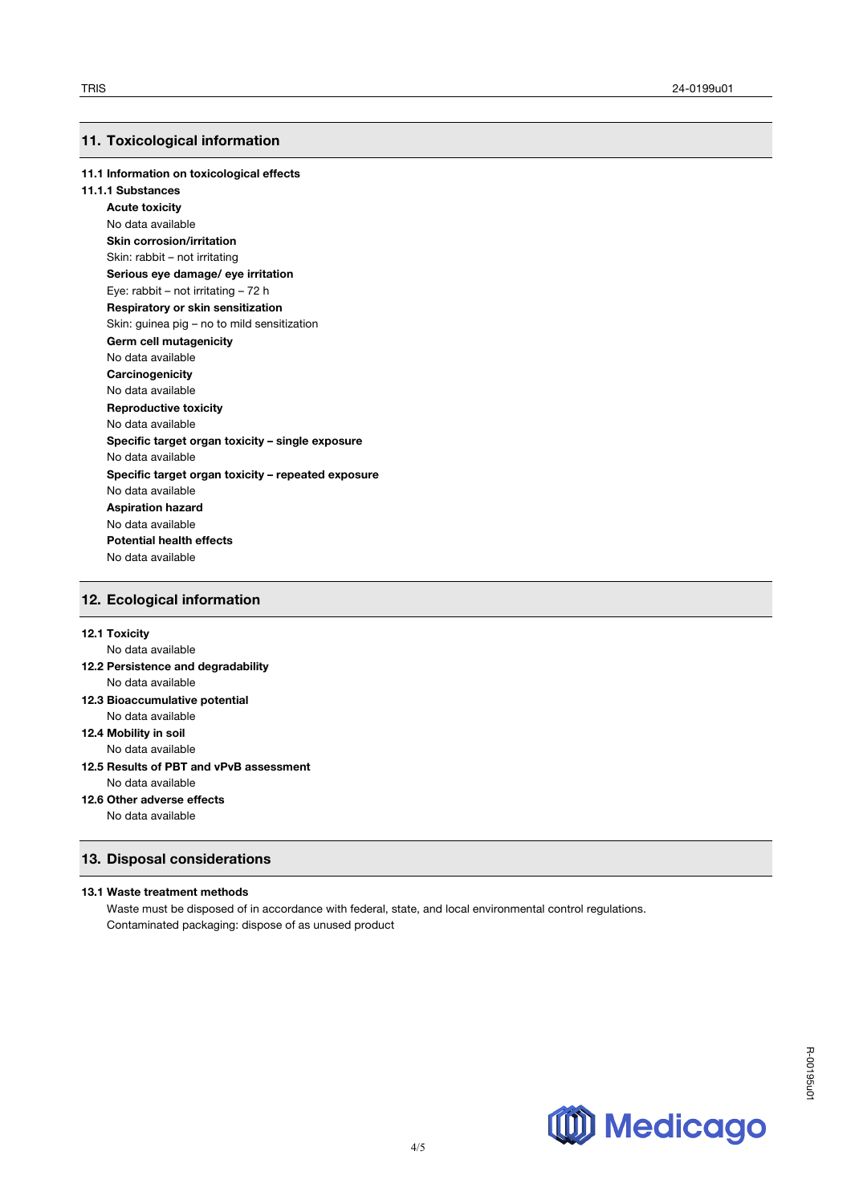## 11. Toxicological information

**11.1 Information on toxicological effects**

**11.1.1 Substances**

**Acute toxicity**
No data available

**Skin corrosion/irritation**
Skin: rabbit – not irritating

**Serious eye damage/ eye irritation**
Eye: rabbit – not irritating – 72 h

**Respiratory or skin sensitization**
Skin: guinea pig – no to mild sensitization

**Germ cell mutagenicity**
No data available

**Carcinogenicity**
No data available

**Reproductive toxicity**
No data available

**Specific target organ toxicity – single exposure**
No data available

**Specific target organ toxicity – repeated exposure**
No data available

**Aspiration hazard**
No data available

**Potential health effects**
No data available

## 12. Ecological information

**12.1 Toxicity**
No data available

**12.2 Persistence and degradability**
No data available

**12.3 Bioaccumulative potential**
No data available

**12.4 Mobility in soil**
No data available

**12.5 Results of PBT and vPvB assessment**
No data available

**12.6 Other adverse effects**
No data available

## 13. Disposal considerations

**13.1 Waste treatment methods**

Waste must be disposed of in accordance with federal, state, and local environmental control regulations.
Contaminated packaging: dispose of as unused product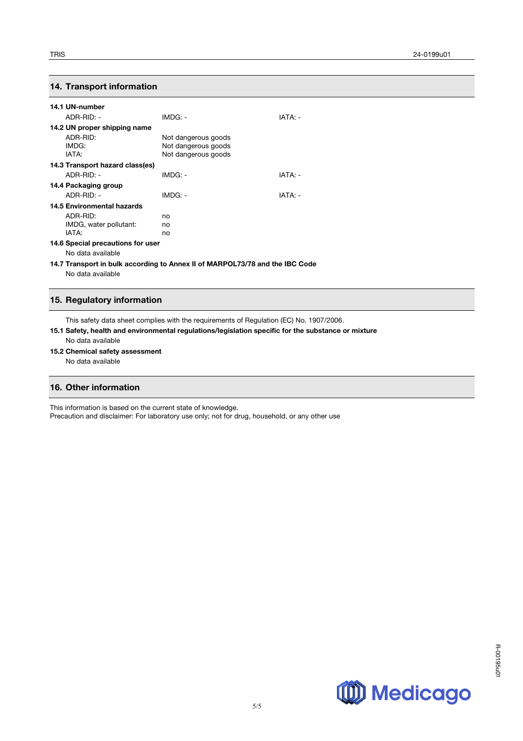## 14. Transport information

**14.1 UN-number**

| | | |
|---|---|---|
| ADR-RID: - | IMDG: - | IATA: - |

**14.2 UN proper shipping name**

| | |
|---|---|
| ADR-RID: | Not dangerous goods |
| IMDG: | Not dangerous goods |
| IATA: | Not dangerous goods |

**14.3 Transport hazard class(es)**

| | | |
|---|---|---|
| ADR-RID: - | IMDG: - | IATA: - |

**14.4 Packaging group**

| | | |
|---|---|---|
| ADR-RID: - | IMDG: - | IATA: - |

**14.5 Environmental hazards**

| | |
|---|---|
| ADR-RID: | no |
| IMDG, water pollutant: | no |
| IATA: | no |

**14.6 Special precautions for user**

No data available

**14.7 Transport in bulk according to Annex II of MARPOL73/78 and the IBC Code**

No data available

## 15. Regulatory information

This safety data sheet complies with the requirements of Regulation (EC) No. 1907/2006.

**15.1 Safety, health and environmental regulations/legislation specific for the substance or mixture**

No data available

**15.2 Chemical safety assessment**

No data available

## 16. Other information

This information is based on the current state of knowledge.
Precaution and disclaimer: For laboratory use only; not for drug, household, or any other use